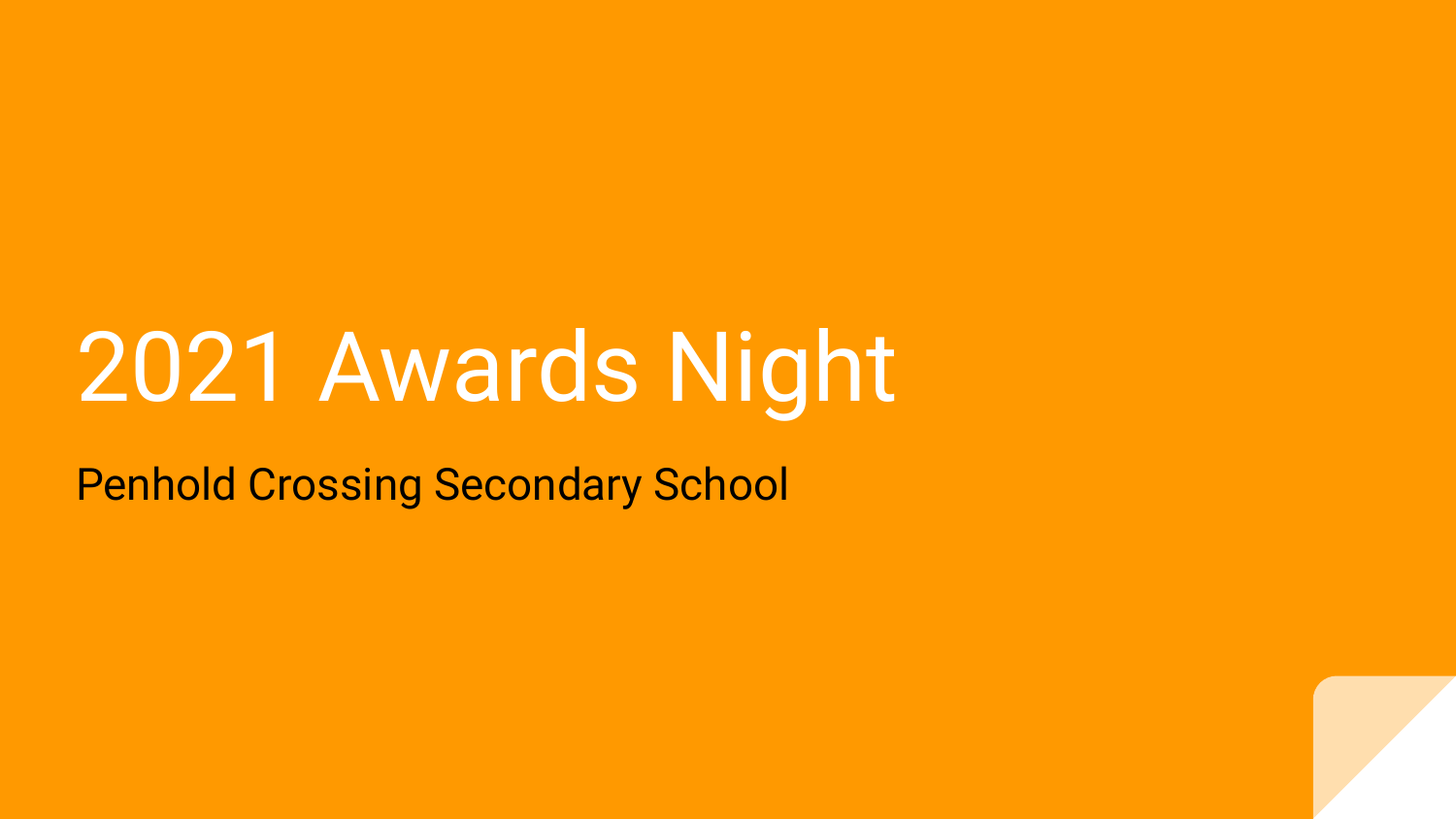# 2021 Awards Night

Penhold Crossing Secondary School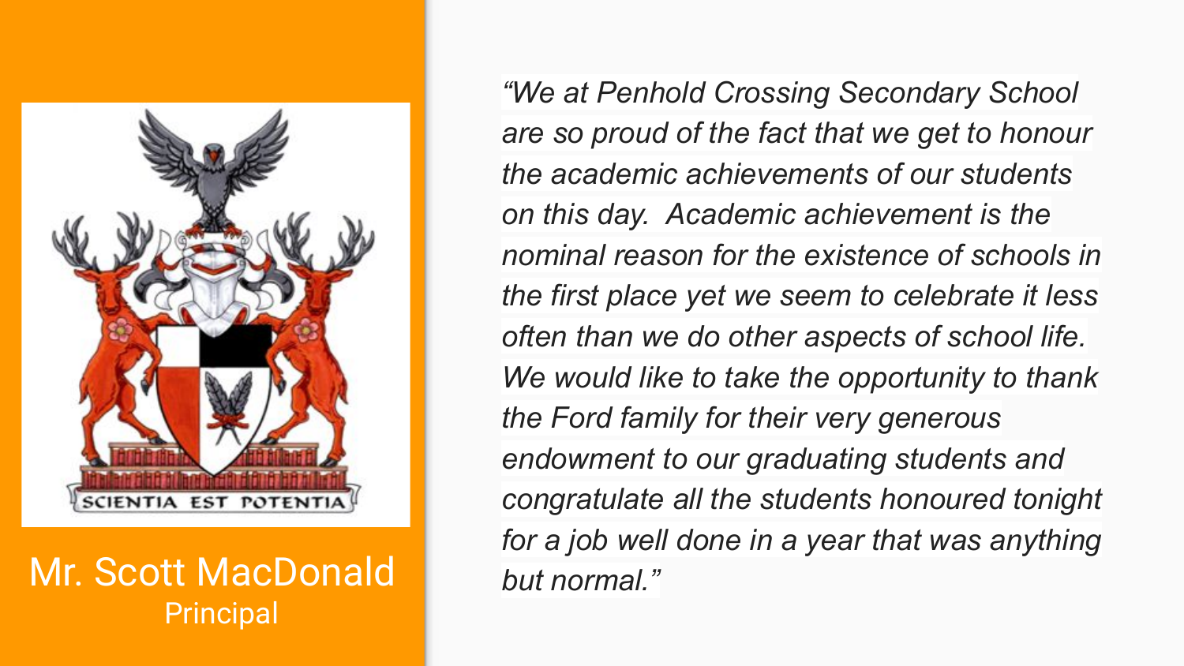SCIENTIA EST POTENTIA

Mr. Scott MacDonald
Principal

*"We at Penhold Crossing Secondary School are so proud of the fact that we get to honour the academic achievements of our students on this day. Academic achievement is the nominal reason for the existence of schools in the first place yet we seem to celebrate it less often than we do other aspects of school life. We would like to take the opportunity to thank the Ford family for their very generous endowment to our graduating students and congratulate all the students honoured tonight for a job well done in a year that was anything but normal."*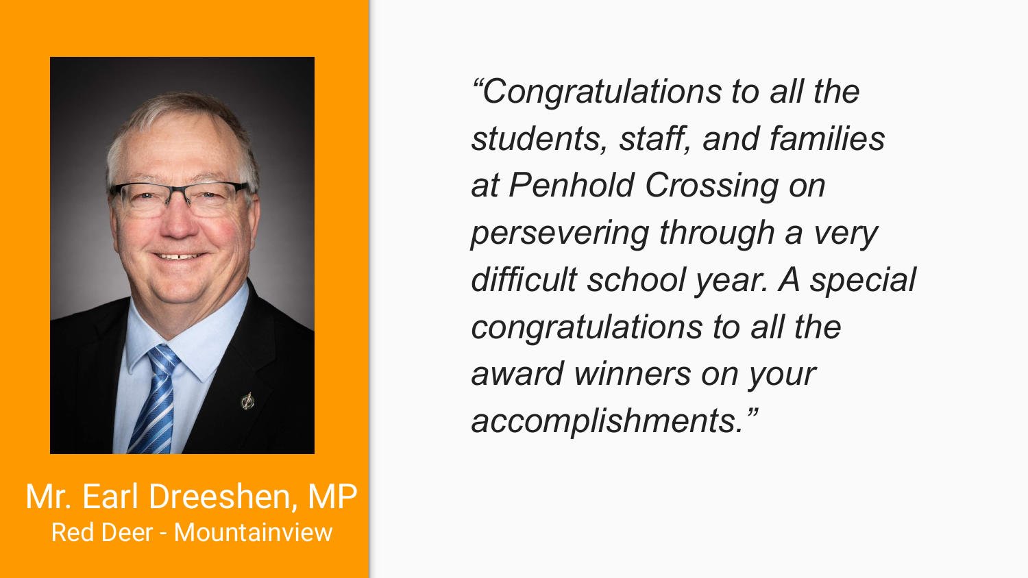Mr. Earl Dreeshen, MP

Red Deer - Mountainview

*"Congratulations to all the students, staff, and families at Penhold Crossing on persevering through a very difficult school year. A special congratulations to all the award winners on your accomplishments."*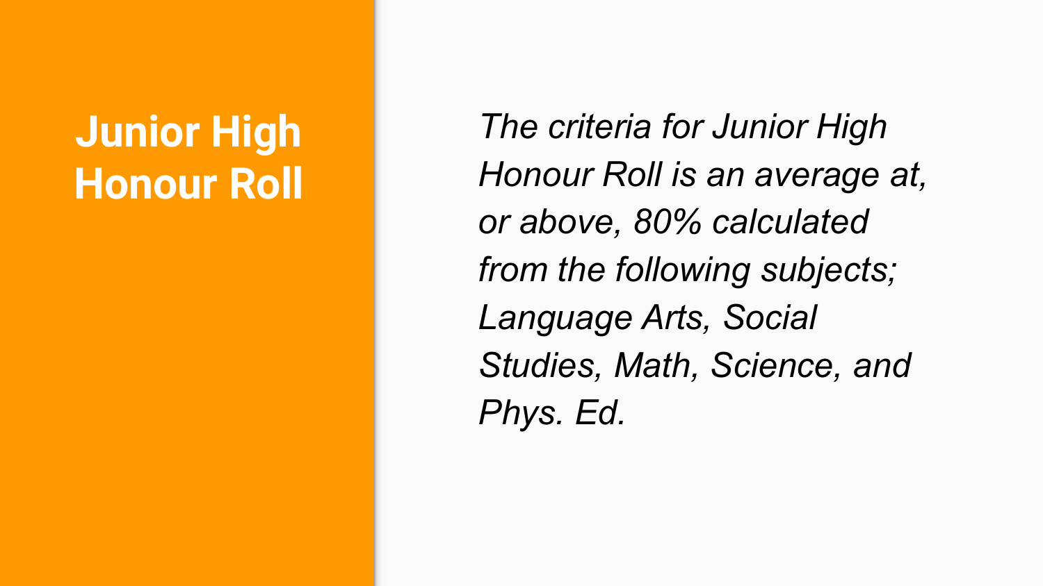# Junior High Honour Roll

*The criteria for Junior High Honour Roll is an average at, or above, 80% calculated from the following subjects; Language Arts, Social Studies, Math, Science, and Phys. Ed.*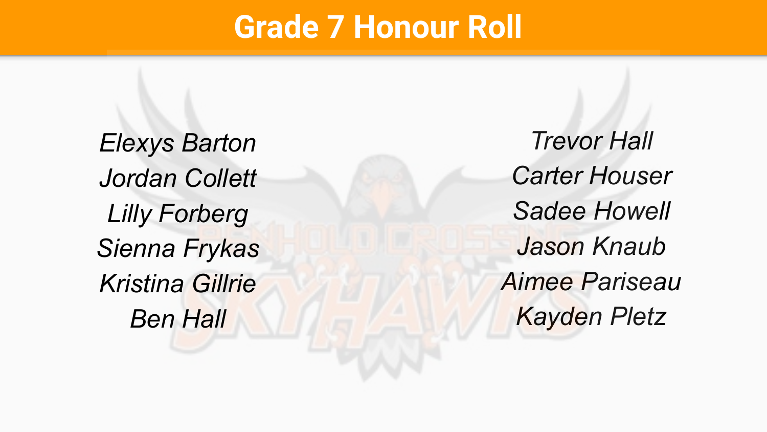# Grade 7 Honour Roll

*Elexys Barton*
*Jordan Collett*
*Lilly Forberg*
*Sienna Frykas*
*Kristina Gillrie*
*Ben Hall*
*Trevor Hall*
*Carter Houser*
*Sadee Howell*
*Jason Knaub*
*Aimee Pariseau*
*Kayden Pletz*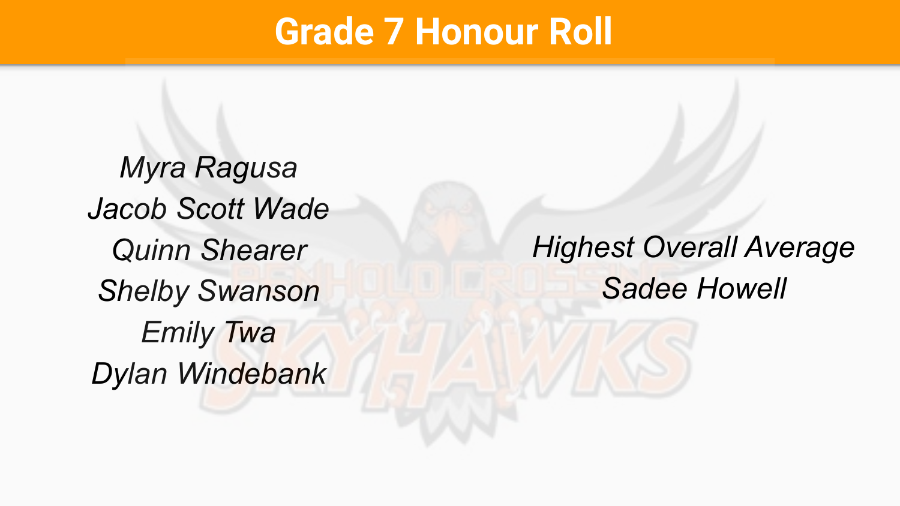# Grade 7 Honour Roll

*Myra Ragusa*
*Jacob Scott Wade*
*Quinn Shearer*
*Shelby Swanson*
*Emily Twa*
*Dylan Windebank*

*Highest Overall Average*
*Sadee Howell*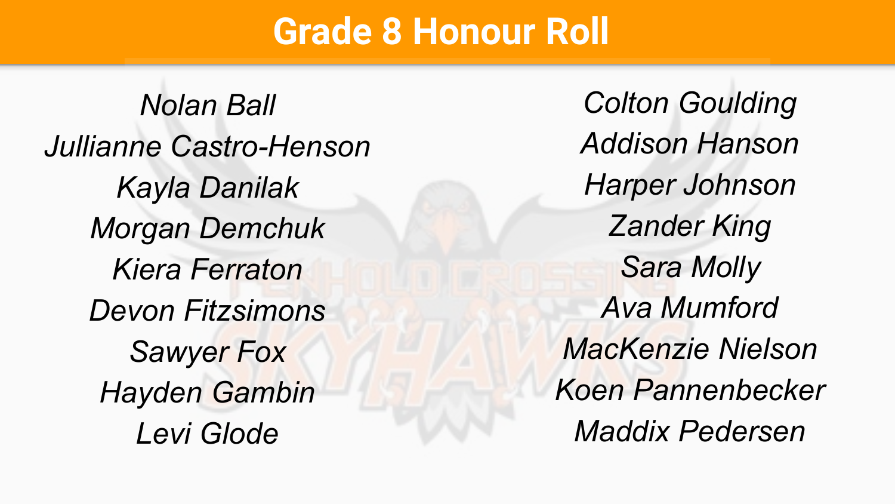# Grade 8 Honour Roll

*Nolan Ball*
*Jullianne Castro-Henson*
*Kayla Danilak*
*Morgan Demchuk*
*Kiera Ferraton*
*Devon Fitzsimons*
*Sawyer Fox*
*Hayden Gambin*
*Levi Glode*
*Colton Goulding*
*Addison Hanson*
*Harper Johnson*
*Zander King*
*Sara Molly*
*Ava Mumford*
*MacKenzie Nielson*
*Koen Pannenbecker*
*Maddix Pedersen*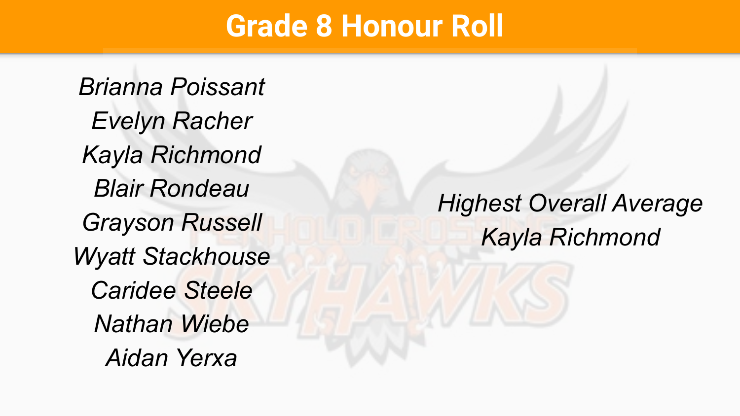# Grade 8 Honour Roll

*Brianna Poissant*
*Evelyn Racher*
*Kayla Richmond*
*Blair Rondeau*
*Grayson Russell*
*Wyatt Stackhouse*
*Caridee Steele*
*Nathan Wiebe*
*Aidan Yerxa*

*Highest Overall Average*
*Kayla Richmond*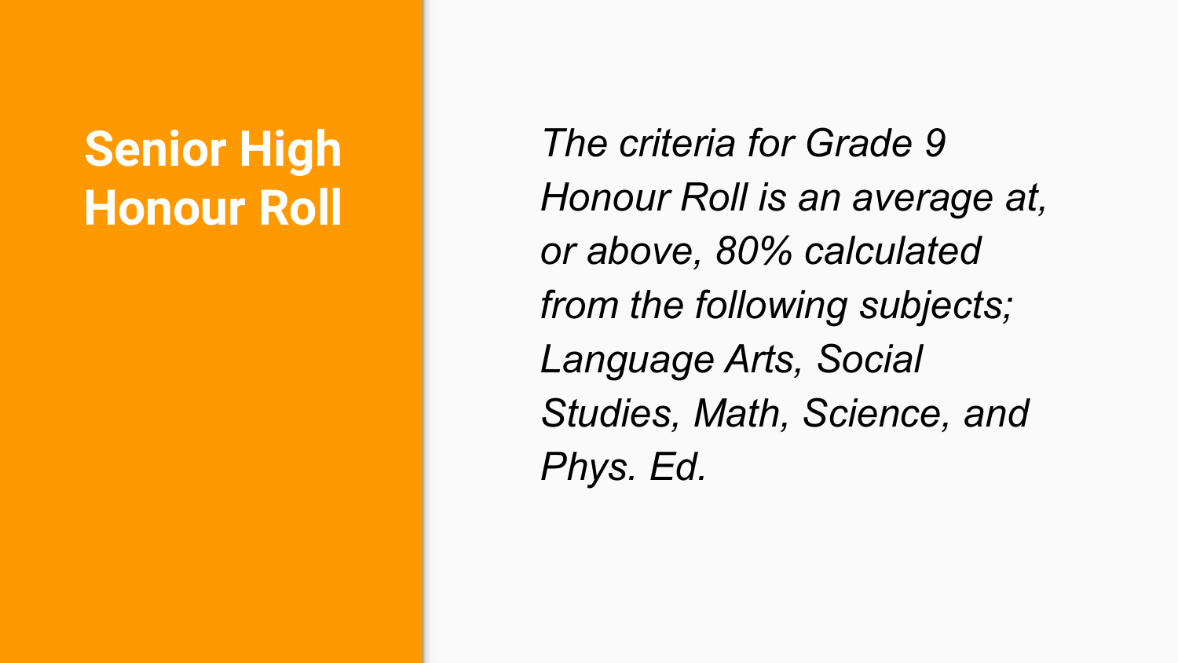# Senior High Honour Roll

*The criteria for Grade 9 Honour Roll is an average at, or above, 80% calculated from the following subjects; Language Arts, Social Studies, Math, Science, and Phys. Ed.*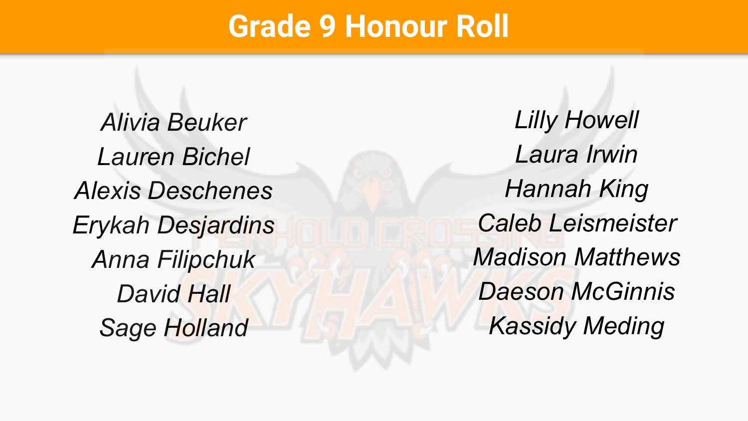# Grade 9 Honour Roll

*Alivia Beuker*
*Lauren Bichel*
*Alexis Deschenes*
*Erykah Desjardins*
*Anna Filipchuk*
*David Hall*
*Sage Holland*
*Lilly Howell*
*Laura Irwin*
*Hannah King*
*Caleb Leismeister*
*Madison Matthews*
*Daeson McGinnis*
*Kassidy Meding*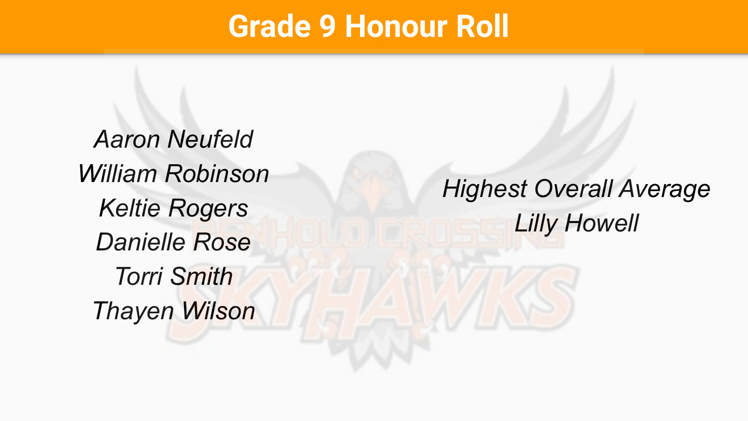# Grade 9 Honour Roll

*Aaron Neufeld*
*William Robinson*
*Keltie Rogers*
*Danielle Rose*
*Torri Smith*
*Thayen Wilson*

*Highest Overall Average*
*Lilly Howell*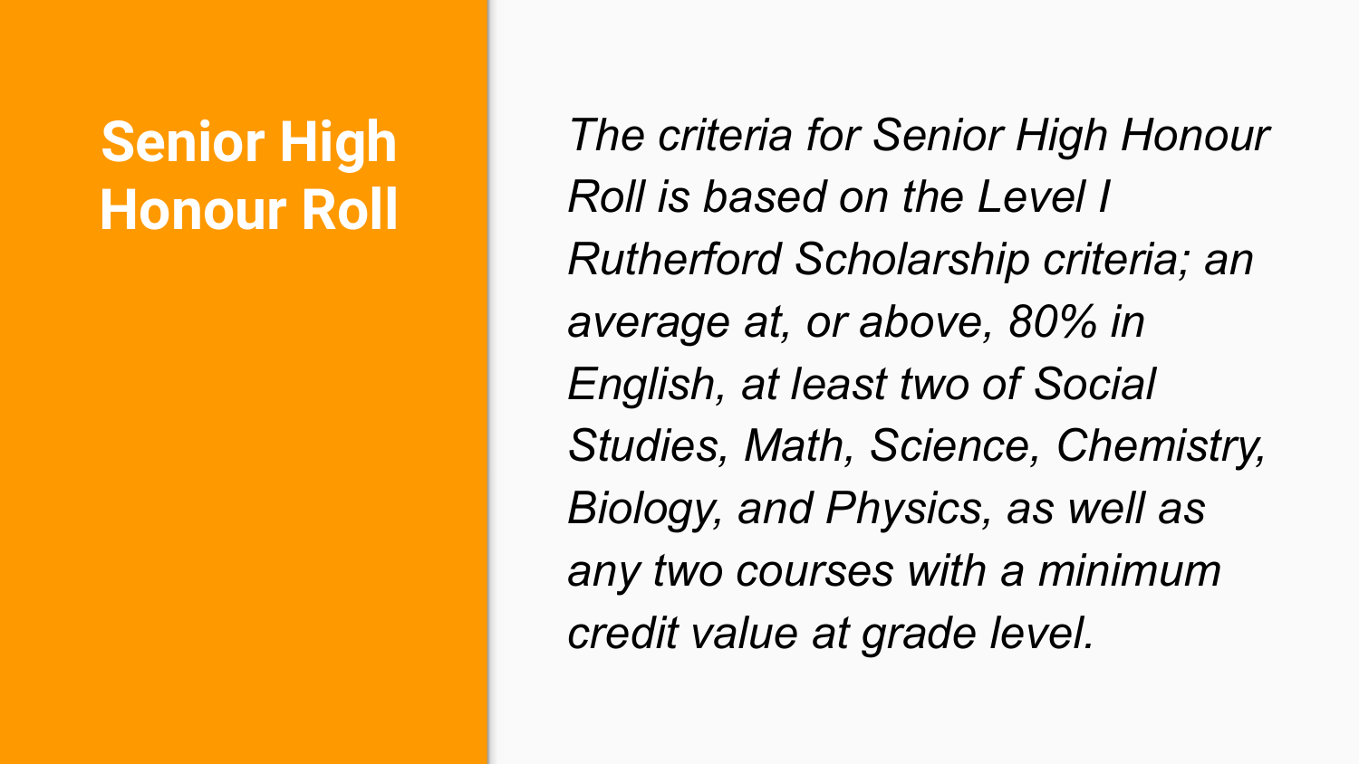# Senior High Honour Roll

*The criteria for Senior High Honour Roll is based on the Level I Rutherford Scholarship criteria; an average at, or above, 80% in English, at least two of Social Studies, Math, Science, Chemistry, Biology, and Physics, as well as any two courses with a minimum credit value at grade level.*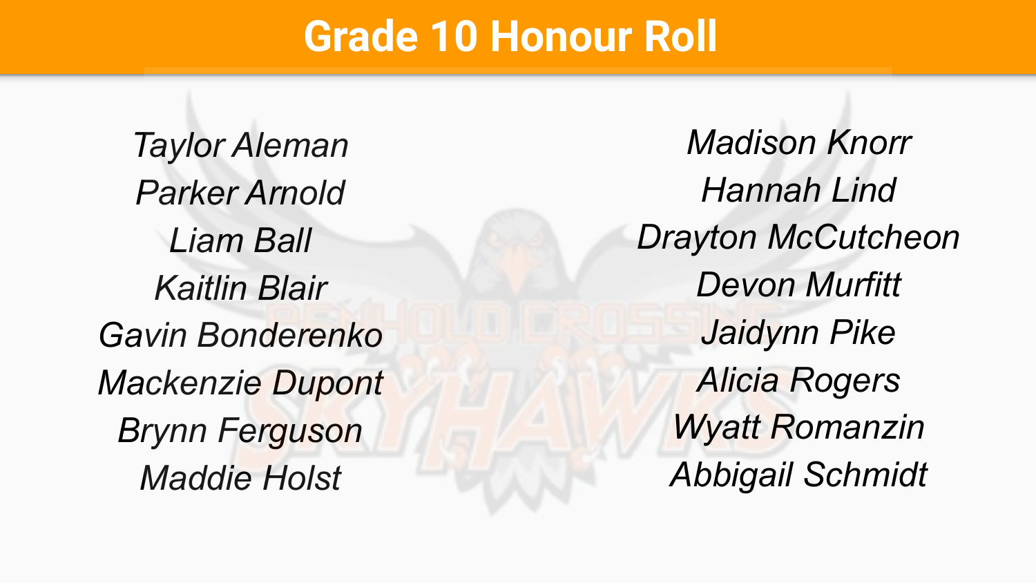# Grade 10 Honour Roll

*Taylor Aleman*
*Parker Arnold*
*Liam Ball*
*Kaitlin Blair*
*Gavin Bonderenko*
*Mackenzie Dupont*
*Brynn Ferguson*
*Maddie Holst*
*Madison Knorr*
*Hannah Lind*
*Drayton McCutcheon*
*Devon Murfitt*
*Jaidynn Pike*
*Alicia Rogers*
*Wyatt Romanzin*
*Abbigail Schmidt*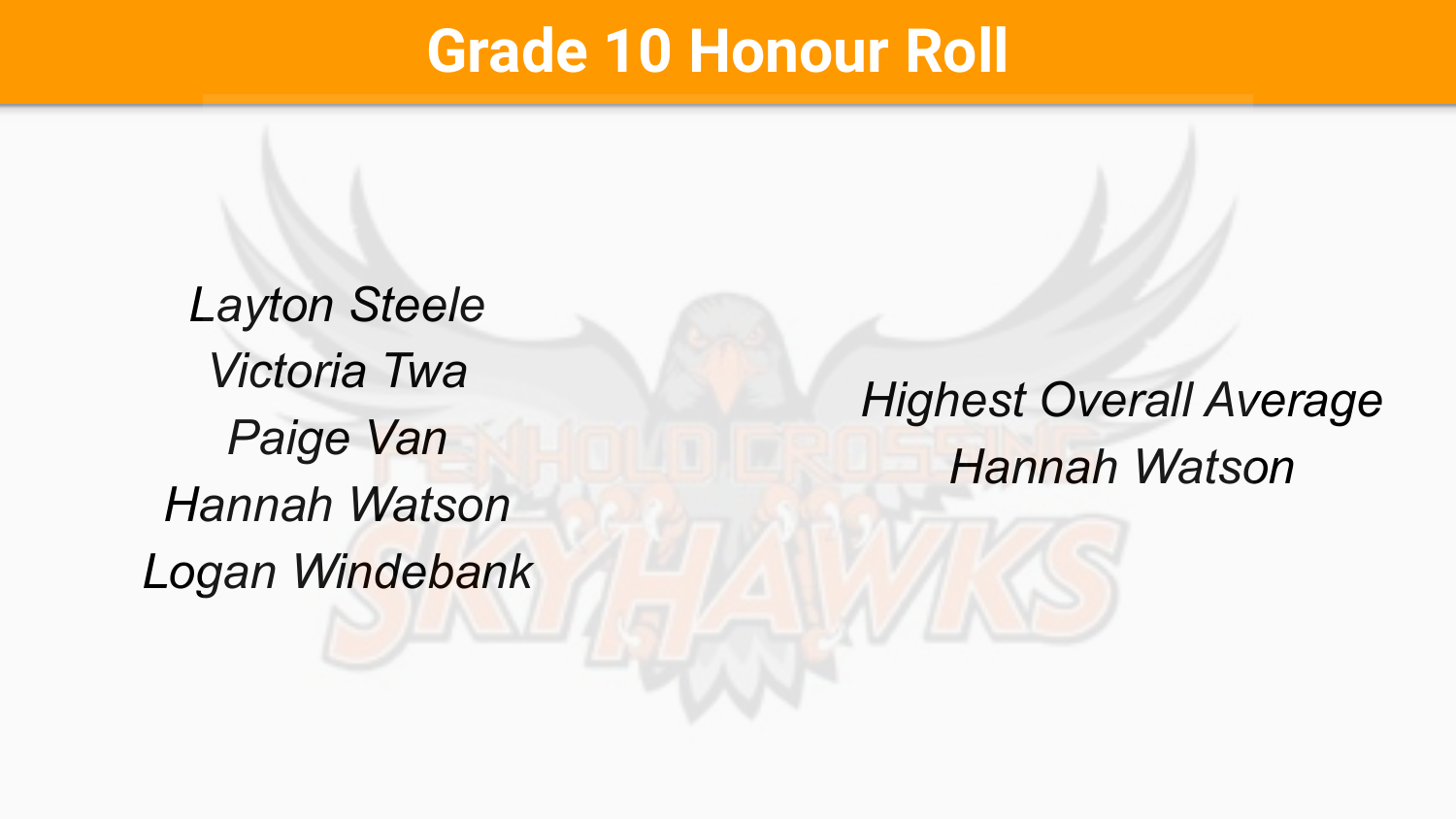# Grade 10 Honour Roll

*Layton Steele*
*Victoria Twa*
*Paige Van*
*Hannah Watson*
*Logan Windebank*

*Highest Overall Average*
*Hannah Watson*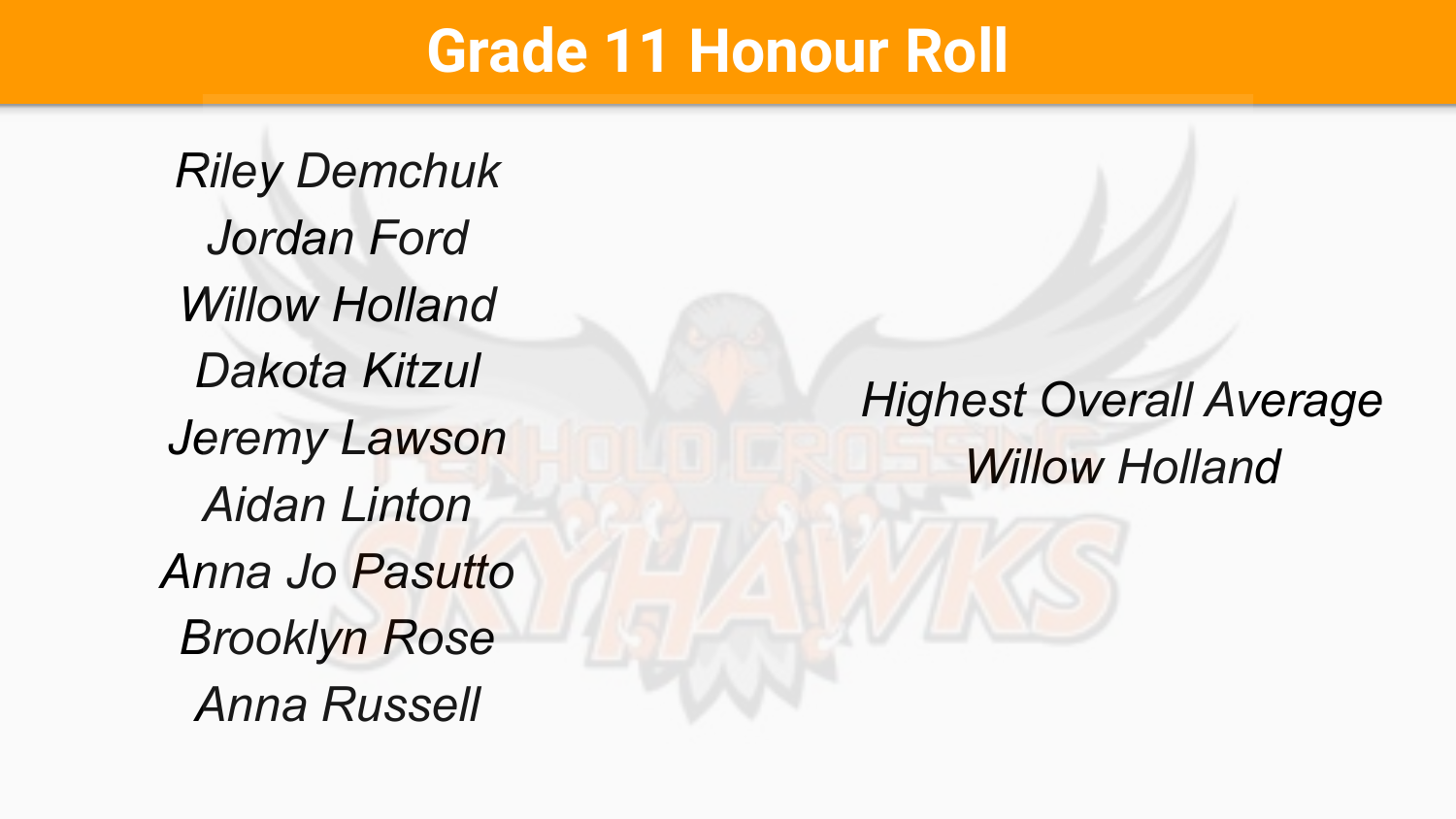# Grade 11 Honour Roll

*Riley Demchuk*
*Jordan Ford*
*Willow Holland*
*Dakota Kitzul*
*Jeremy Lawson*
*Aidan Linton*
*Anna Jo Pasutto*
*Brooklyn Rose*
*Anna Russell*

*Highest Overall Average*
*Willow Holland*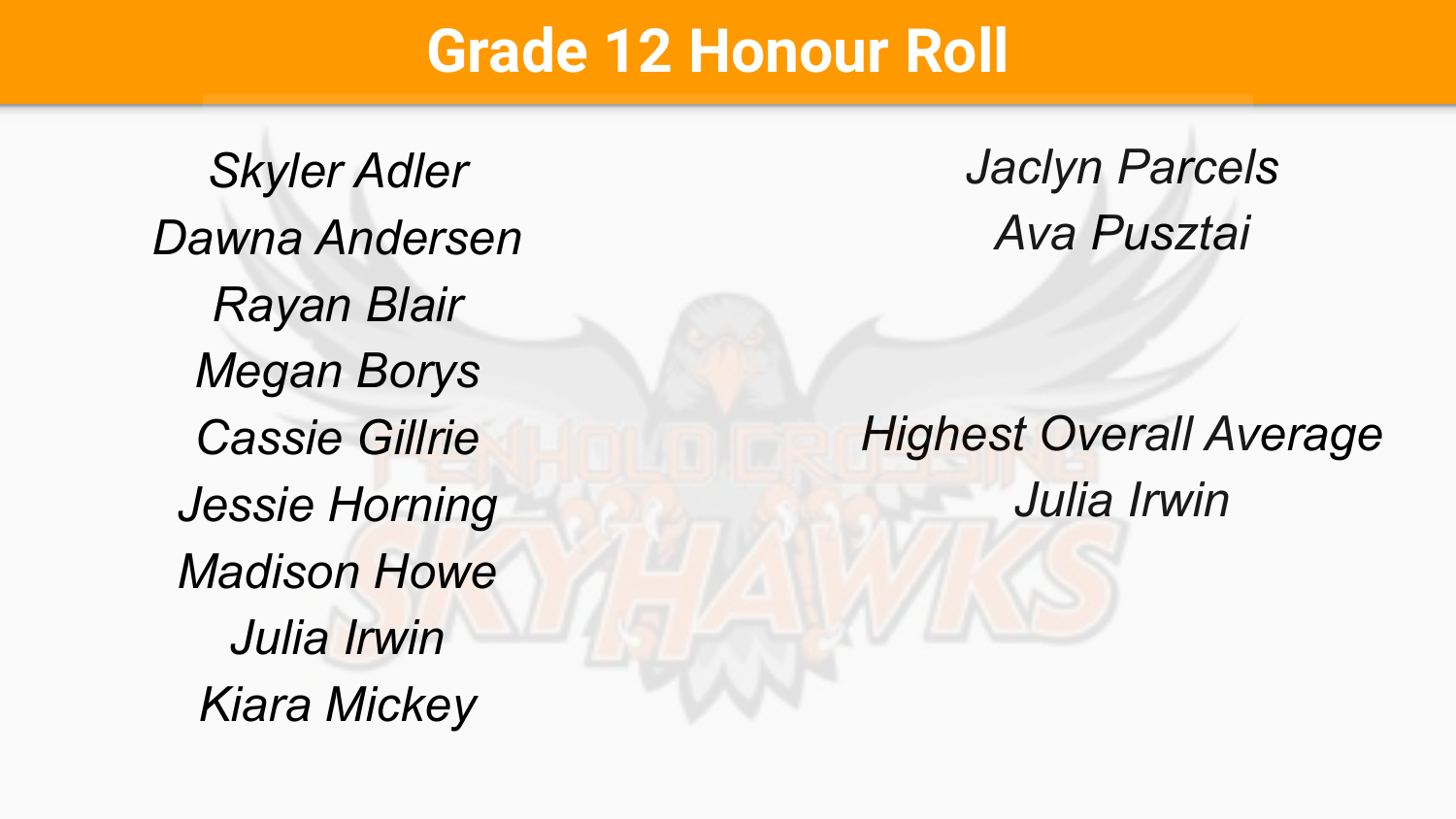# Grade 12 Honour Roll

*Skyler Adler*
*Dawna Andersen*
*Rayan Blair*
*Megan Borys*
*Cassie Gillrie*
*Jessie Horning*
*Madison Howe*
*Julia Irwin*
*Kiara Mickey*
*Jaclyn Parcels*
*Ava Pusztai*

*Highest Overall Average*
*Julia Irwin*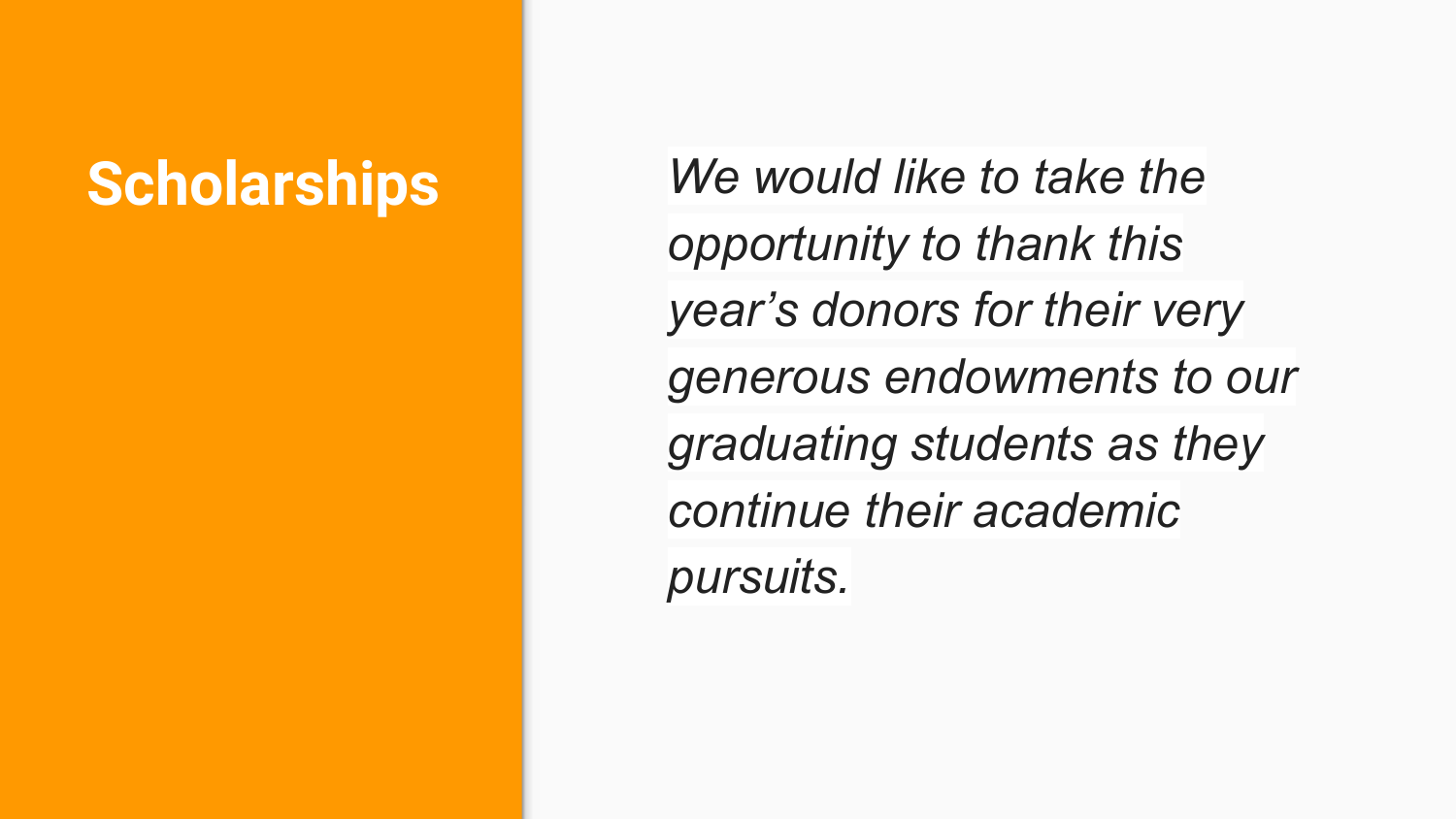# Scholarships

*We would like to take the opportunity to thank this year's donors for their very generous endowments to our graduating students as they continue their academic pursuits.*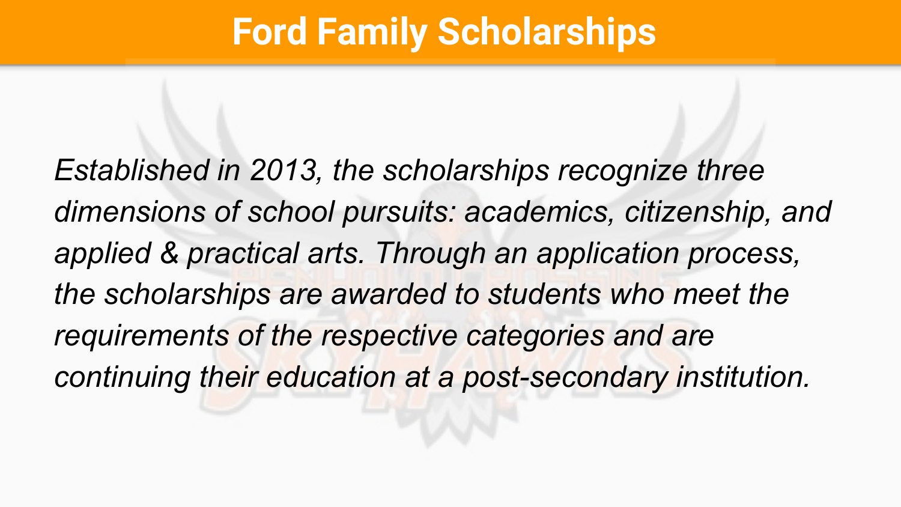# Ford Family Scholarships

*Established in 2013, the scholarships recognize three dimensions of school pursuits: academics, citizenship, and applied & practical arts. Through an application process, the scholarships are awarded to students who meet the requirements of the respective categories and are continuing their education at a post-secondary institution.*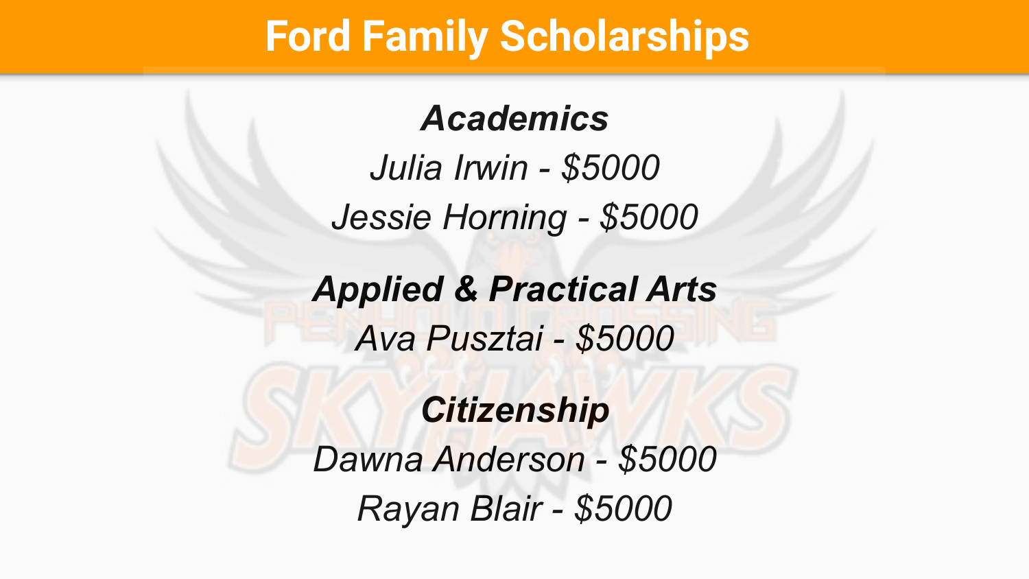# Ford Family Scholarships

***Academics***

*Julia Irwin - $5000*

*Jessie Horning - $5000*

***Applied & Practical Arts***

*Ava Pusztai - $5000*

***Citizenship***

*Dawna Anderson - $5000*

*Rayan Blair - $5000*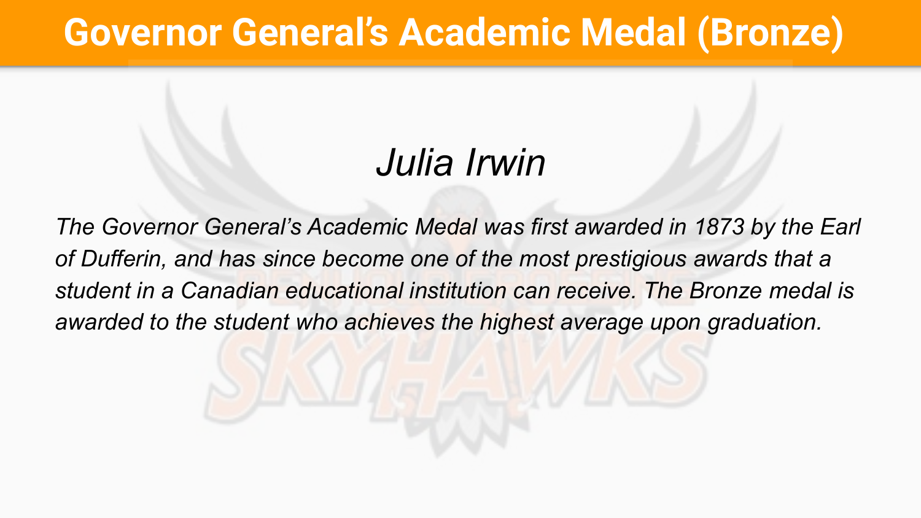# Governor General's Academic Medal (Bronze)

## *Julia Irwin*

*The Governor General's Academic Medal was first awarded in 1873 by the Earl of Dufferin, and has since become one of the most prestigious awards that a student in a Canadian educational institution can receive. The Bronze medal is awarded to the student who achieves the highest average upon graduation.*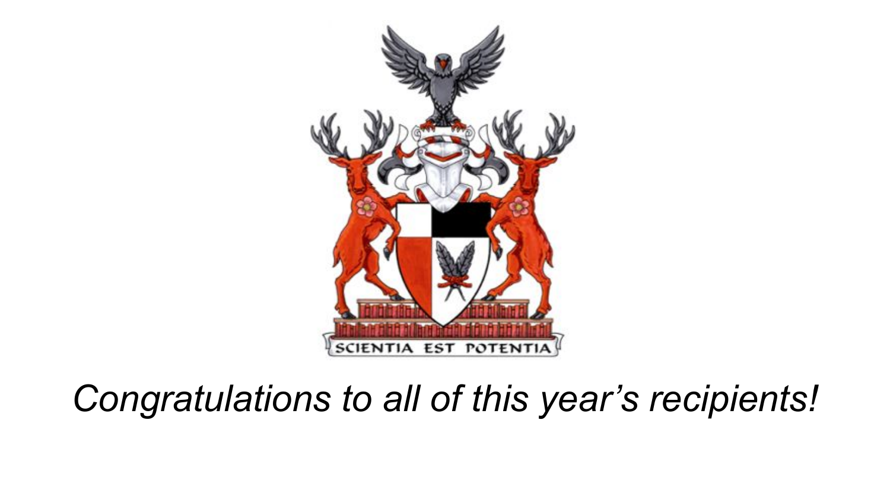SCIENTIA EST POTENTIA

*Congratulations to all of this year's recipients!*